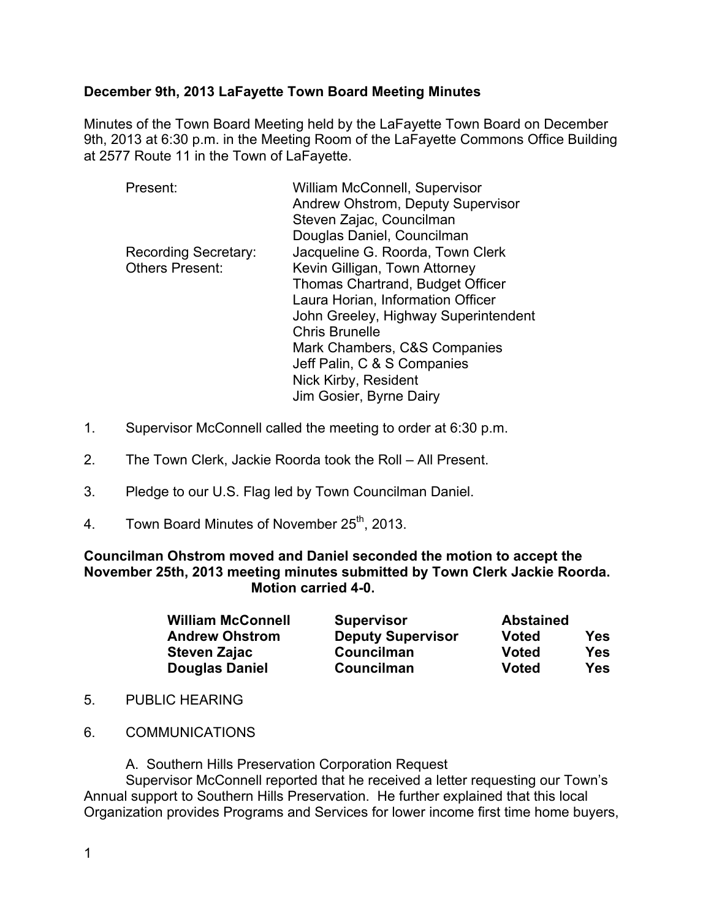**December 9th, 2013 LaFayette Town Board Meeting Minutes**

Minutes of the Town Board Meeting held by the LaFayette Town Board on December 9th, 2013 at 6:30 p.m. in the Meeting Room of the LaFayette Commons Office Building at 2577 Route 11 in the Town of LaFayette.

| | |
|---|---|
| Present: | William McConnell, Supervisor |
| | Andrew Ohstrom, Deputy Supervisor |
| | Steven Zajac, Councilman |
| | Douglas Daniel, Councilman |
| Recording Secretary: | Jacqueline G. Roorda, Town Clerk |
| Others Present: | Kevin Gilligan, Town Attorney |
| | Thomas Chartrand, Budget Officer |
| | Laura Horian, Information Officer |
| | John Greeley, Highway Superintendent |
| | Chris Brunelle |
| | Mark Chambers, C&S Companies |
| | Jeff Palin, C & S Companies |
| | Nick Kirby, Resident |
| | Jim Gosier, Byrne Dairy |

1. Supervisor McConnell called the meeting to order at 6:30 p.m.

2. The Town Clerk, Jackie Roorda took the Roll – All Present.

3. Pledge to our U.S. Flag led by Town Councilman Daniel.

4. Town Board Minutes of November 25th, 2013.

**Councilman Ohstrom moved and Daniel seconded the motion to accept the November 25th, 2013 meeting minutes submitted by Town Clerk Jackie Roorda. Motion carried 4-0.**

| | | | |
|---|---|---|---|
| **William McConnell** | **Supervisor** | **Abstained** | |
| **Andrew Ohstrom** | **Deputy Supervisor** | **Voted** | **Yes** |
| **Steven Zajac** | **Councilman** | **Voted** | **Yes** |
| **Douglas Daniel** | **Councilman** | **Voted** | **Yes** |

5. PUBLIC HEARING

6. COMMUNICATIONS

A. Southern Hills Preservation Corporation Request

Supervisor McConnell reported that he received a letter requesting our Town's Annual support to Southern Hills Preservation. He further explained that this local Organization provides Programs and Services for lower income first time home buyers,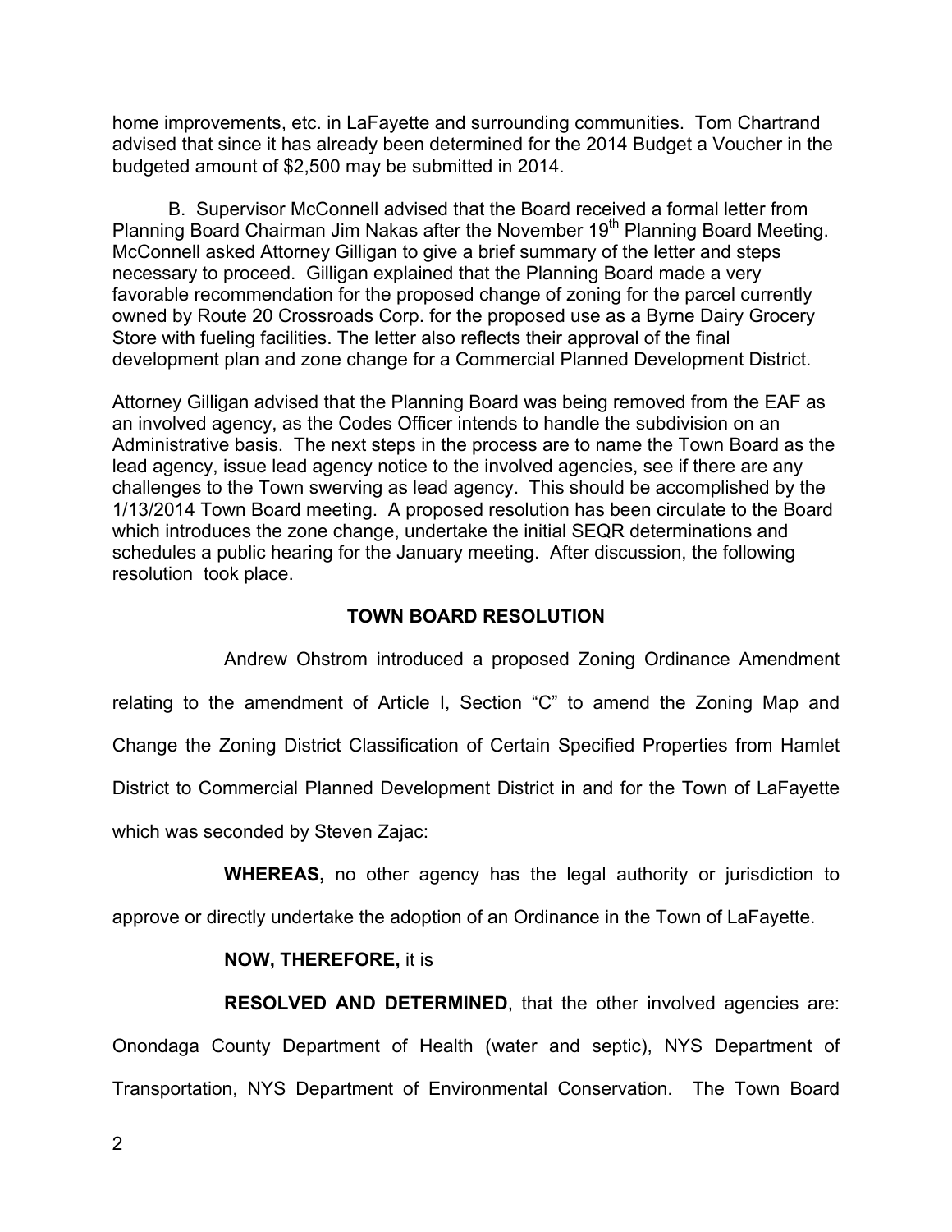home improvements, etc. in LaFayette and surrounding communities. Tom Chartrand advised that since it has already been determined for the 2014 Budget a Voucher in the budgeted amount of $2,500 may be submitted in 2014.

B. Supervisor McConnell advised that the Board received a formal letter from Planning Board Chairman Jim Nakas after the November 19th Planning Board Meeting. McConnell asked Attorney Gilligan to give a brief summary of the letter and steps necessary to proceed. Gilligan explained that the Planning Board made a very favorable recommendation for the proposed change of zoning for the parcel currently owned by Route 20 Crossroads Corp. for the proposed use as a Byrne Dairy Grocery Store with fueling facilities. The letter also reflects their approval of the final development plan and zone change for a Commercial Planned Development District.

Attorney Gilligan advised that the Planning Board was being removed from the EAF as an involved agency, as the Codes Officer intends to handle the subdivision on an Administrative basis. The next steps in the process are to name the Town Board as the lead agency, issue lead agency notice to the involved agencies, see if there are any challenges to the Town swerving as lead agency. This should be accomplished by the 1/13/2014 Town Board meeting. A proposed resolution has been circulate to the Board which introduces the zone change, undertake the initial SEQR determinations and schedules a public hearing for the January meeting. After discussion, the following resolution took place.

## TOWN BOARD RESOLUTION

Andrew Ohstrom introduced a proposed Zoning Ordinance Amendment relating to the amendment of Article I, Section "C" to amend the Zoning Map and Change the Zoning District Classification of Certain Specified Properties from Hamlet District to Commercial Planned Development District in and for the Town of LaFayette which was seconded by Steven Zajac:

**WHEREAS,** no other agency has the legal authority or jurisdiction to approve or directly undertake the adoption of an Ordinance in the Town of LaFayette.

**NOW, THEREFORE,** it is

**RESOLVED AND DETERMINED**, that the other involved agencies are: Onondaga County Department of Health (water and septic), NYS Department of Transportation, NYS Department of Environmental Conservation. The Town Board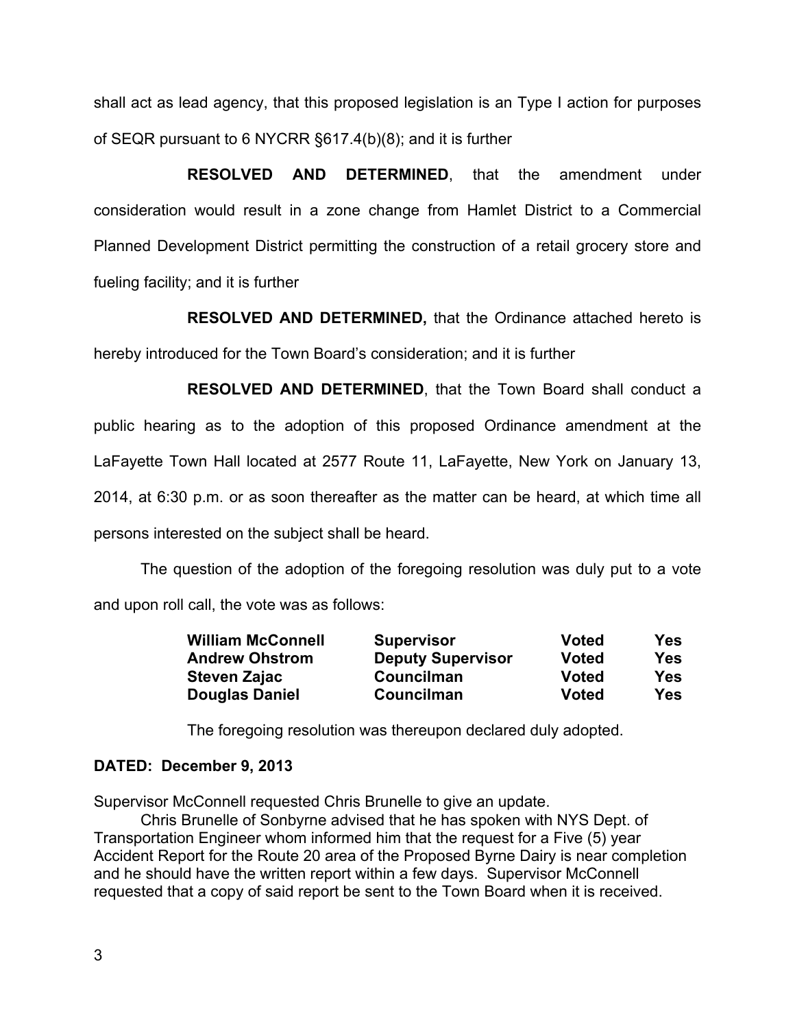shall act as lead agency, that this proposed legislation is an Type I action for purposes of SEQR pursuant to 6 NYCRR §617.4(b)(8); and it is further

**RESOLVED AND DETERMINED**, that the amendment under consideration would result in a zone change from Hamlet District to a Commercial Planned Development District permitting the construction of a retail grocery store and fueling facility; and it is further

**RESOLVED AND DETERMINED,** that the Ordinance attached hereto is hereby introduced for the Town Board's consideration; and it is further

**RESOLVED AND DETERMINED**, that the Town Board shall conduct a public hearing as to the adoption of this proposed Ordinance amendment at the LaFayette Town Hall located at 2577 Route 11, LaFayette, New York on January 13, 2014, at 6:30 p.m. or as soon thereafter as the matter can be heard, at which time all persons interested on the subject shall be heard.

The question of the adoption of the foregoing resolution was duly put to a vote and upon roll call, the vote was as follows:

| | | | |
|---|---|---|---|
| **William McConnell** | **Supervisor** | **Voted** | **Yes** |
| **Andrew Ohstrom** | **Deputy Supervisor** | **Voted** | **Yes** |
| **Steven Zajac** | **Councilman** | **Voted** | **Yes** |
| **Douglas Daniel** | **Councilman** | **Voted** | **Yes** |

The foregoing resolution was thereupon declared duly adopted.

**DATED: December 9, 2013**

Supervisor McConnell requested Chris Brunelle to give an update.

Chris Brunelle of Sonbyrne advised that he has spoken with NYS Dept. of Transportation Engineer whom informed him that the request for a Five (5) year Accident Report for the Route 20 area of the Proposed Byrne Dairy is near completion and he should have the written report within a few days. Supervisor McConnell requested that a copy of said report be sent to the Town Board when it is received.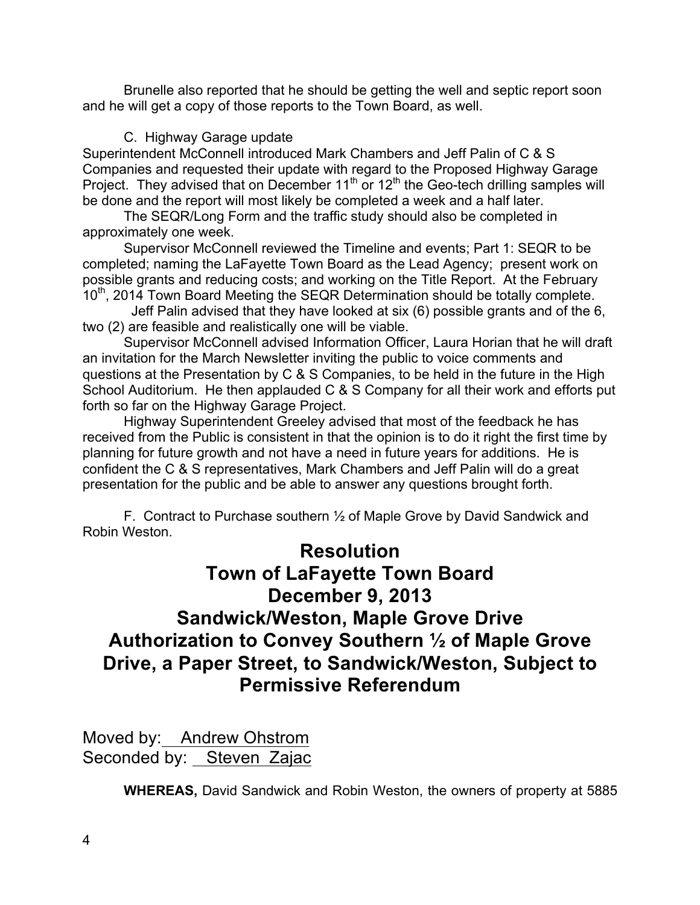Brunelle also reported that he should be getting the well and septic report soon and he will get a copy of those reports to the Town Board, as well.

C. Highway Garage update

Superintendent McConnell introduced Mark Chambers and Jeff Palin of C & S Companies and requested their update with regard to the Proposed Highway Garage Project. They advised that on December 11th or 12th the Geo-tech drilling samples will be done and the report will most likely be completed a week and a half later.

The SEQR/Long Form and the traffic study should also be completed in approximately one week.

Supervisor McConnell reviewed the Timeline and events; Part 1: SEQR to be completed; naming the LaFayette Town Board as the Lead Agency; present work on possible grants and reducing costs; and working on the Title Report. At the February 10th, 2014 Town Board Meeting the SEQR Determination should be totally complete.

Jeff Palin advised that they have looked at six (6) possible grants and of the 6, two (2) are feasible and realistically one will be viable.

Supervisor McConnell advised Information Officer, Laura Horian that he will draft an invitation for the March Newsletter inviting the public to voice comments and questions at the Presentation by C & S Companies, to be held in the future in the High School Auditorium. He then applauded C & S Company for all their work and efforts put forth so far on the Highway Garage Project.

Highway Superintendent Greeley advised that most of the feedback he has received from the Public is consistent in that the opinion is to do it right the first time by planning for future growth and not have a need in future years for additions. He is confident the C & S representatives, Mark Chambers and Jeff Palin will do a great presentation for the public and be able to answer any questions brought forth.

F. Contract to Purchase southern ½ of Maple Grove by David Sandwick and Robin Weston.

# Resolution
# Town of LaFayette Town Board
# December 9, 2013
# Sandwick/Weston, Maple Grove Drive
# Authorization to Convey Southern ½ of Maple Grove Drive, a Paper Street, to Sandwick/Weston, Subject to Permissive Referendum

Moved by: Andrew Ohstrom
Seconded by: Steven Zajac

**WHEREAS,** David Sandwick and Robin Weston, the owners of property at 5885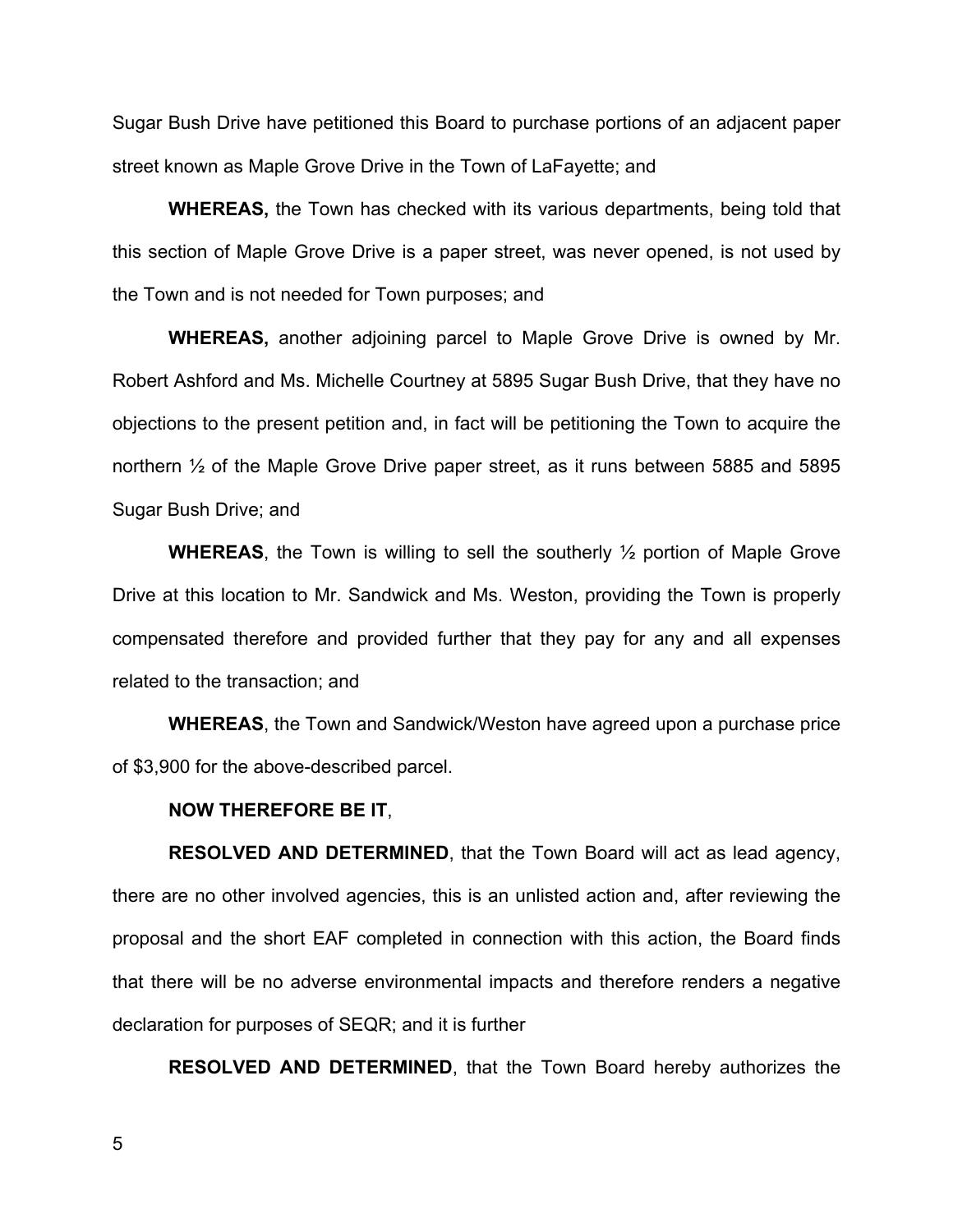Sugar Bush Drive have petitioned this Board to purchase portions of an adjacent paper street known as Maple Grove Drive in the Town of LaFayette; and

**WHEREAS,** the Town has checked with its various departments, being told that this section of Maple Grove Drive is a paper street, was never opened, is not used by the Town and is not needed for Town purposes; and

**WHEREAS,** another adjoining parcel to Maple Grove Drive is owned by Mr. Robert Ashford and Ms. Michelle Courtney at 5895 Sugar Bush Drive, that they have no objections to the present petition and, in fact will be petitioning the Town to acquire the northern ½ of the Maple Grove Drive paper street, as it runs between 5885 and 5895 Sugar Bush Drive; and

**WHEREAS**, the Town is willing to sell the southerly ½ portion of Maple Grove Drive at this location to Mr. Sandwick and Ms. Weston, providing the Town is properly compensated therefore and provided further that they pay for any and all expenses related to the transaction; and

**WHEREAS**, the Town and Sandwick/Weston have agreed upon a purchase price of $3,900 for the above-described parcel.

**NOW THEREFORE BE IT**,

**RESOLVED AND DETERMINED**, that the Town Board will act as lead agency, there are no other involved agencies, this is an unlisted action and, after reviewing the proposal and the short EAF completed in connection with this action, the Board finds that there will be no adverse environmental impacts and therefore renders a negative declaration for purposes of SEQR; and it is further

**RESOLVED AND DETERMINED**, that the Town Board hereby authorizes the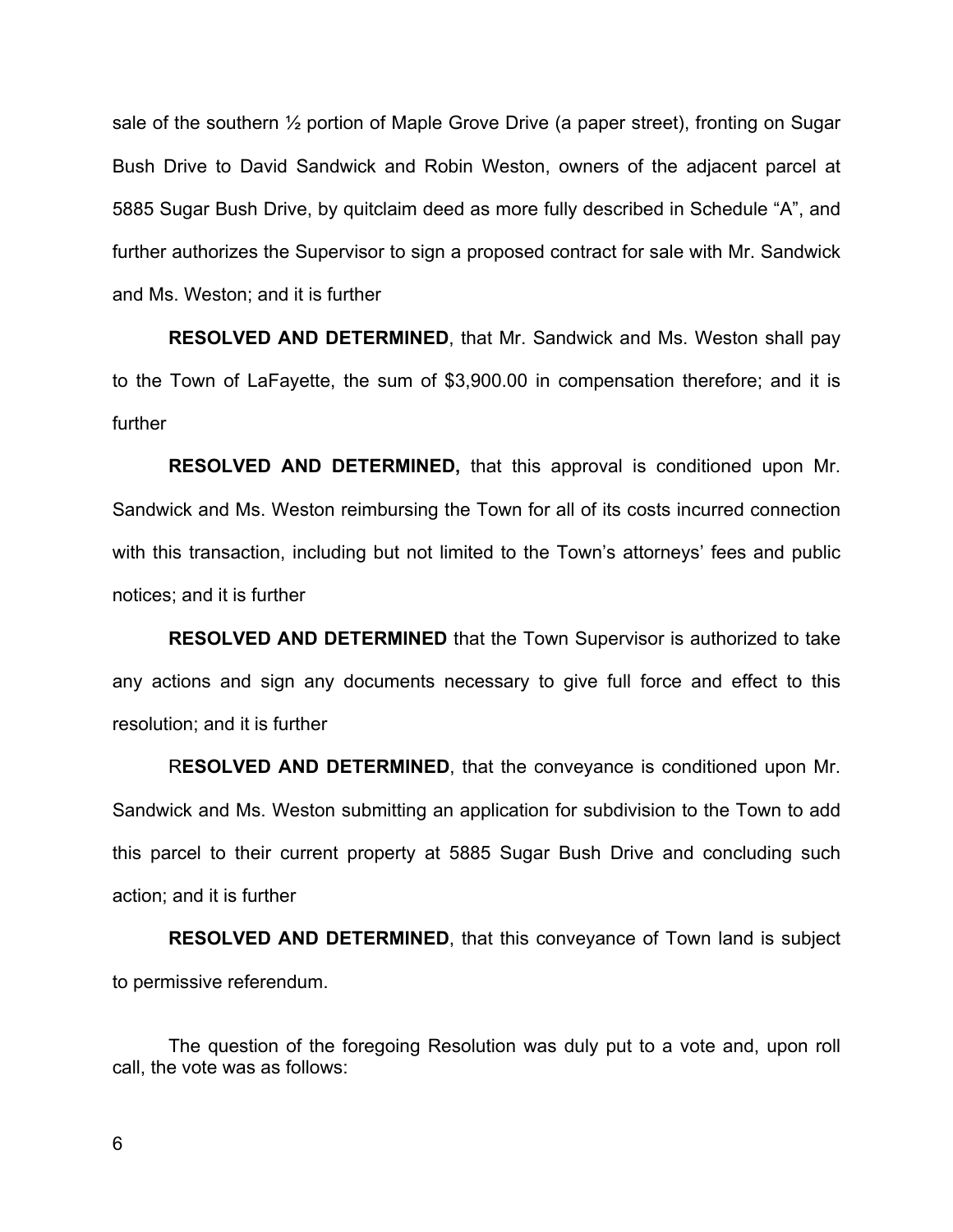sale of the southern ½ portion of Maple Grove Drive (a paper street), fronting on Sugar Bush Drive to David Sandwick and Robin Weston, owners of the adjacent parcel at 5885 Sugar Bush Drive, by quitclaim deed as more fully described in Schedule "A", and further authorizes the Supervisor to sign a proposed contract for sale with Mr. Sandwick and Ms. Weston; and it is further

**RESOLVED AND DETERMINED**, that Mr. Sandwick and Ms. Weston shall pay to the Town of LaFayette, the sum of $3,900.00 in compensation therefore; and it is further

**RESOLVED AND DETERMINED,** that this approval is conditioned upon Mr. Sandwick and Ms. Weston reimbursing the Town for all of its costs incurred connection with this transaction, including but not limited to the Town's attorneys' fees and public notices; and it is further

**RESOLVED AND DETERMINED** that the Town Supervisor is authorized to take any actions and sign any documents necessary to give full force and effect to this resolution; and it is further

R**ESOLVED AND DETERMINED**, that the conveyance is conditioned upon Mr. Sandwick and Ms. Weston submitting an application for subdivision to the Town to add this parcel to their current property at 5885 Sugar Bush Drive and concluding such action; and it is further

**RESOLVED AND DETERMINED**, that this conveyance of Town land is subject to permissive referendum.

The question of the foregoing Resolution was duly put to a vote and, upon roll call, the vote was as follows: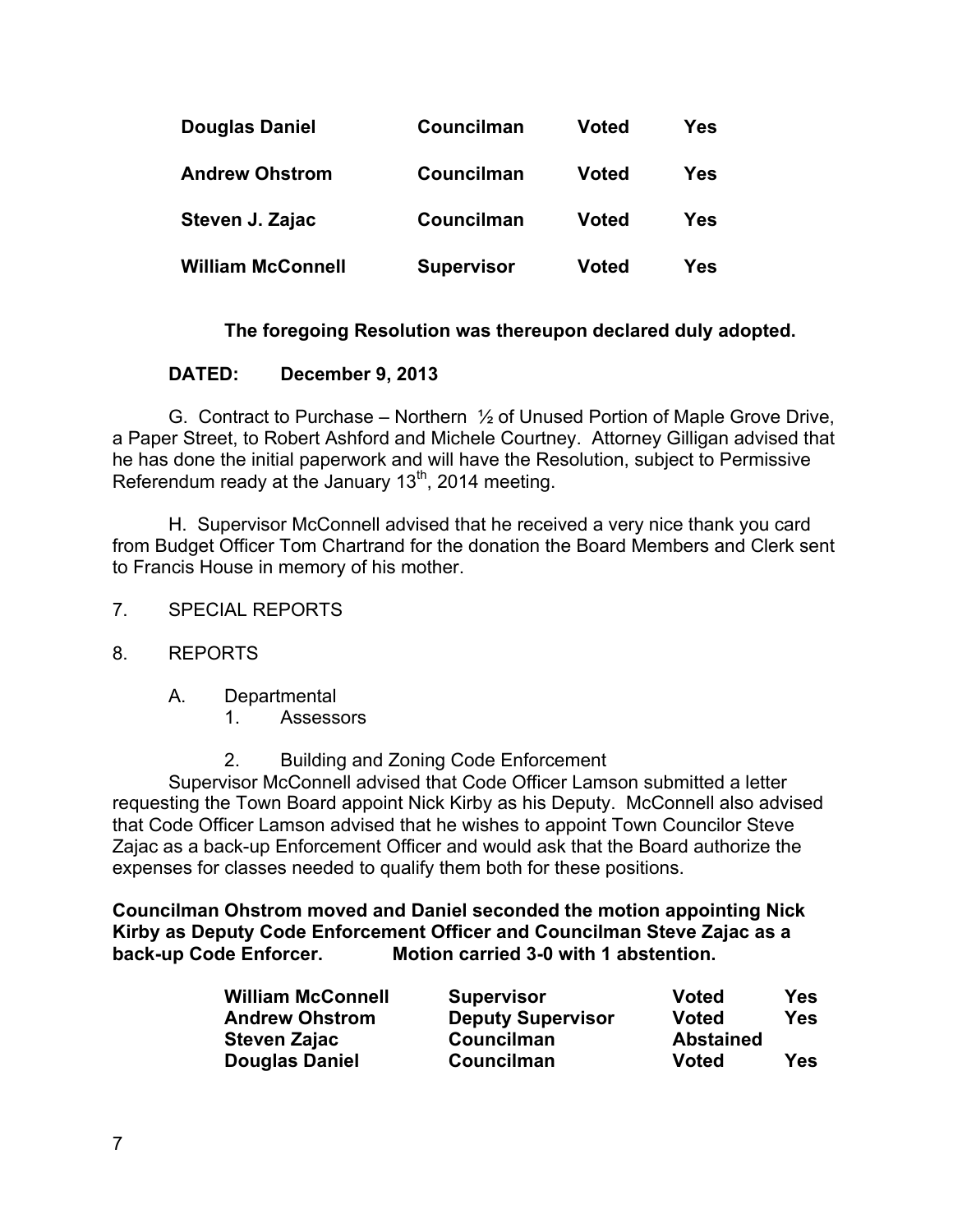| | | | |
|---|---|---|---|
| **Douglas Daniel** | **Councilman** | **Voted** | **Yes** |
| **Andrew Ohstrom** | **Councilman** | **Voted** | **Yes** |
| **Steven J. Zajac** | **Councilman** | **Voted** | **Yes** |
| **William McConnell** | **Supervisor** | **Voted** | **Yes** |

**The foregoing Resolution was thereupon declared duly adopted.**

**DATED: December 9, 2013**

G. Contract to Purchase – Northern ½ of Unused Portion of Maple Grove Drive, a Paper Street, to Robert Ashford and Michele Courtney. Attorney Gilligan advised that he has done the initial paperwork and will have the Resolution, subject to Permissive Referendum ready at the January 13th, 2014 meeting.

H. Supervisor McConnell advised that he received a very nice thank you card from Budget Officer Tom Chartrand for the donation the Board Members and Clerk sent to Francis House in memory of his mother.

7. SPECIAL REPORTS

8. REPORTS

A. Departmental

1. Assessors

2. Building and Zoning Code Enforcement

Supervisor McConnell advised that Code Officer Lamson submitted a letter requesting the Town Board appoint Nick Kirby as his Deputy. McConnell also advised that Code Officer Lamson advised that he wishes to appoint Town Councilor Steve Zajac as a back-up Enforcement Officer and would ask that the Board authorize the expenses for classes needed to qualify them both for these positions.

**Councilman Ohstrom moved and Daniel seconded the motion appointing Nick Kirby as Deputy Code Enforcement Officer and Councilman Steve Zajac as a back-up Code Enforcer. Motion carried 3-0 with 1 abstention.**

| | | | |
|---|---|---|---|
| **William McConnell** | **Supervisor** | **Voted** | **Yes** |
| **Andrew Ohstrom** | **Deputy Supervisor** | **Voted** | **Yes** |
| **Steven Zajac** | **Councilman** | **Abstained** | |
| **Douglas Daniel** | **Councilman** | **Voted** | **Yes** |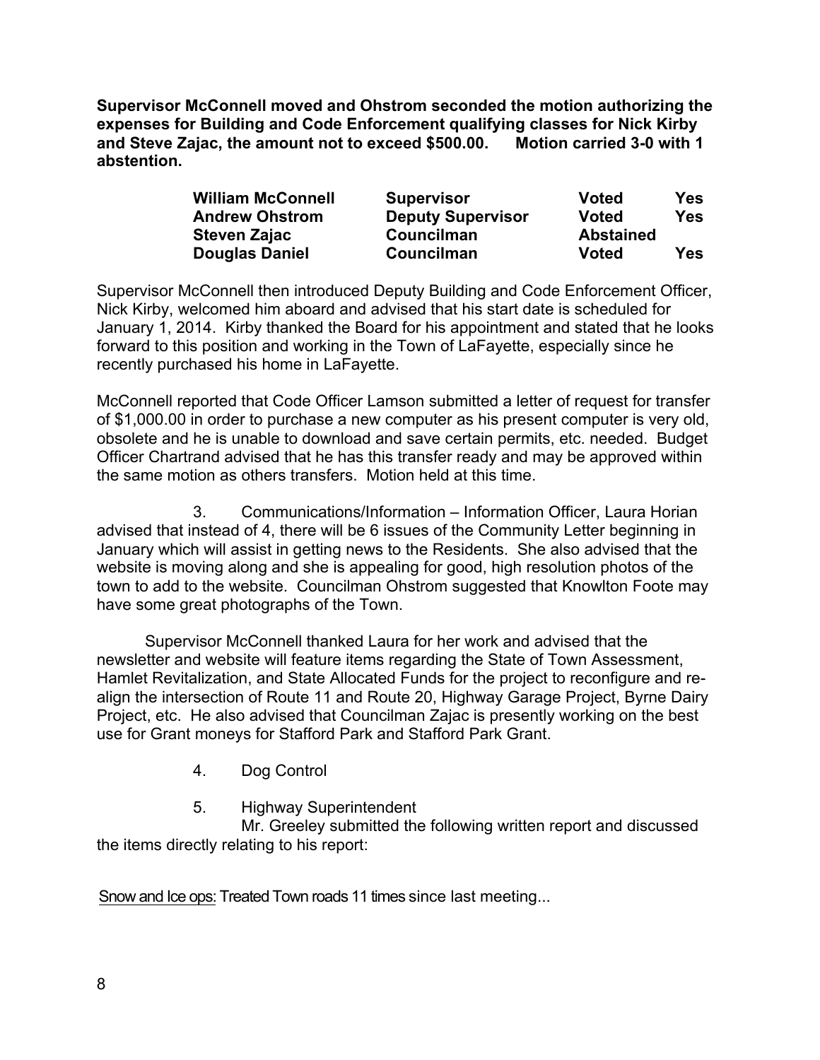**Supervisor McConnell moved and Ohstrom seconded the motion authorizing the expenses for Building and Code Enforcement qualifying classes for Nick Kirby and Steve Zajac, the amount not to exceed $500.00. Motion carried 3-0 with 1 abstention.**

| | | | |
|---|---|---|---|
| **William McConnell** | **Supervisor** | **Voted** | **Yes** |
| **Andrew Ohstrom** | **Deputy Supervisor** | **Voted** | **Yes** |
| **Steven Zajac** | **Councilman** | **Abstained** | |
| **Douglas Daniel** | **Councilman** | **Voted** | **Yes** |

Supervisor McConnell then introduced Deputy Building and Code Enforcement Officer, Nick Kirby, welcomed him aboard and advised that his start date is scheduled for January 1, 2014. Kirby thanked the Board for his appointment and stated that he looks forward to this position and working in the Town of LaFayette, especially since he recently purchased his home in LaFayette.

McConnell reported that Code Officer Lamson submitted a letter of request for transfer of $1,000.00 in order to purchase a new computer as his present computer is very old, obsolete and he is unable to download and save certain permits, etc. needed. Budget Officer Chartrand advised that he has this transfer ready and may be approved within the same motion as others transfers. Motion held at this time.

3. Communications/Information – Information Officer, Laura Horian advised that instead of 4, there will be 6 issues of the Community Letter beginning in January which will assist in getting news to the Residents. She also advised that the website is moving along and she is appealing for good, high resolution photos of the town to add to the website. Councilman Ohstrom suggested that Knowlton Foote may have some great photographs of the Town.

Supervisor McConnell thanked Laura for her work and advised that the newsletter and website will feature items regarding the State of Town Assessment, Hamlet Revitalization, and State Allocated Funds for the project to reconfigure and re-align the intersection of Route 11 and Route 20, Highway Garage Project, Byrne Dairy Project, etc. He also advised that Councilman Zajac is presently working on the best use for Grant moneys for Stafford Park and Stafford Park Grant.

4. Dog Control

5. Highway Superintendent

Mr. Greeley submitted the following written report and discussed the items directly relating to his report:

<u>Snow and Ice ops:</u> Treated Town roads 11 times since last meeting...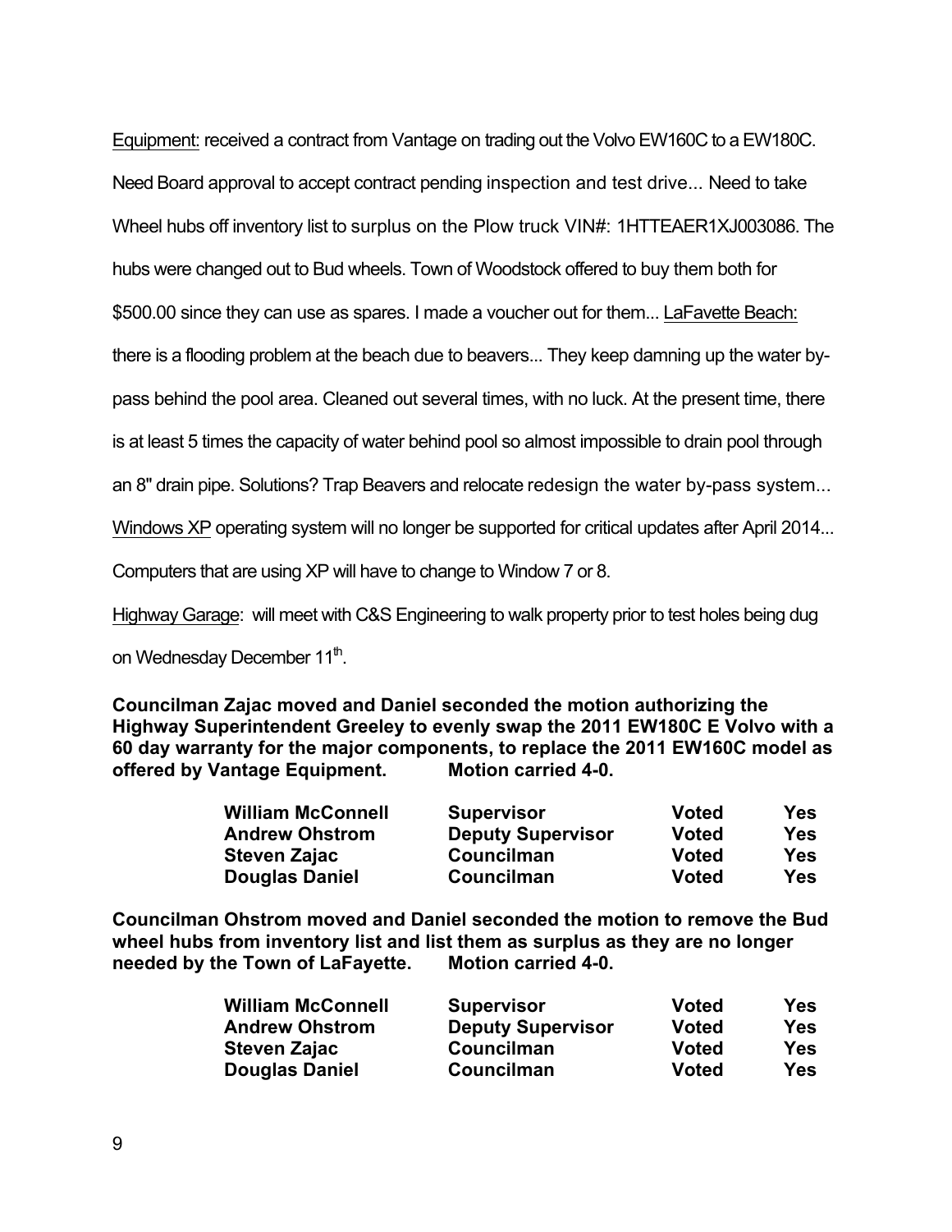Equipment: received a contract from Vantage on trading out the Volvo EW160C to a EW180C. Need Board approval to accept contract pending inspection and test drive... Need to take Wheel hubs off inventory list to surplus on the Plow truck VIN#: 1HTTEAER1XJ003086. The hubs were changed out to Bud wheels. Town of Woodstock offered to buy them both for $500.00 since they can use as spares. I made a voucher out for them... LaFavette Beach: there is a flooding problem at the beach due to beavers... They keep damning up the water by-pass behind the pool area. Cleaned out several times, with no luck. At the present time, there is at least 5 times the capacity of water behind pool so almost impossible to drain pool through an 8" drain pipe. Solutions? Trap Beavers and relocate redesign the water by-pass system... Windows XP operating system will no longer be supported for critical updates after April 2014... Computers that are using XP will have to change to Window 7 or 8.

Highway Garage: will meet with C&S Engineering to walk property prior to test holes being dug on Wednesday December 11th.

**Councilman Zajac moved and Daniel seconded the motion authorizing the Highway Superintendent Greeley to evenly swap the 2011 EW180C E Volvo with a 60 day warranty for the major components, to replace the 2011 EW160C model as offered by Vantage Equipment. Motion carried 4-0.**

| | | | |
|---|---|---|---|
| **William McConnell** | **Supervisor** | **Voted** | **Yes** |
| **Andrew Ohstrom** | **Deputy Supervisor** | **Voted** | **Yes** |
| **Steven Zajac** | **Councilman** | **Voted** | **Yes** |
| **Douglas Daniel** | **Councilman** | **Voted** | **Yes** |

**Councilman Ohstrom moved and Daniel seconded the motion to remove the Bud wheel hubs from inventory list and list them as surplus as they are no longer needed by the Town of LaFayette. Motion carried 4-0.**

| | | | |
|---|---|---|---|
| **William McConnell** | **Supervisor** | **Voted** | **Yes** |
| **Andrew Ohstrom** | **Deputy Supervisor** | **Voted** | **Yes** |
| **Steven Zajac** | **Councilman** | **Voted** | **Yes** |
| **Douglas Daniel** | **Councilman** | **Voted** | **Yes** |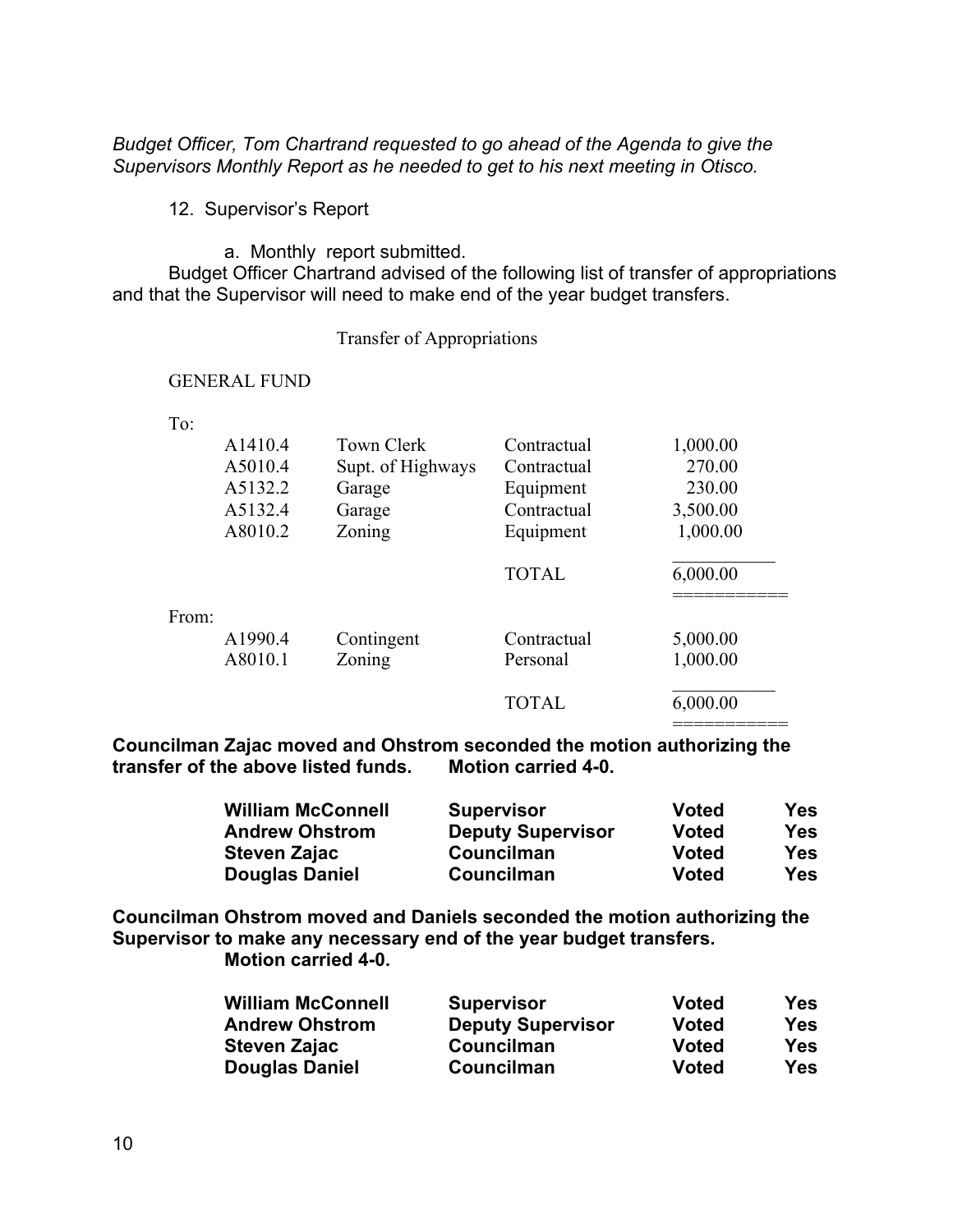*Budget Officer, Tom Chartrand requested to go ahead of the Agenda to give the Supervisors Monthly Report as he needed to get to his next meeting in Otisco.*

12. Supervisor's Report

a. Monthly report submitted.

Budget Officer Chartrand advised of the following list of transfer of appropriations and that the Supervisor will need to make end of the year budget transfers.

Transfer of Appropriations

GENERAL FUND

To:

| | | | |
|---|---|---|---|
| A1410.4 | Town Clerk | Contractual | 1,000.00 |
| A5010.4 | Supt. of Highways | Contractual | 270.00 |
| A5132.2 | Garage | Equipment | 230.00 |
| A5132.4 | Garage | Contractual | 3,500.00 |
| A8010.2 | Zoning | Equipment | 1,000.00 |
| | | TOTAL | 6,000.00 |

From:

| | | | |
|---|---|---|---|
| A1990.4 | Contingent | Contractual | 5,000.00 |
| A8010.1 | Zoning | Personal | 1,000.00 |
| | | TOTAL | 6,000.00 |

**Councilman Zajac moved and Ohstrom seconded the motion authorizing the transfer of the above listed funds. Motion carried 4-0.**

| | | | |
|---|---|---|---|
| **William McConnell** | **Supervisor** | **Voted** | **Yes** |
| **Andrew Ohstrom** | **Deputy Supervisor** | **Voted** | **Yes** |
| **Steven Zajac** | **Councilman** | **Voted** | **Yes** |
| **Douglas Daniel** | **Councilman** | **Voted** | **Yes** |

**Councilman Ohstrom moved and Daniels seconded the motion authorizing the Supervisor to make any necessary end of the year budget transfers.**
**Motion carried 4-0.**

| | | | |
|---|---|---|---|
| **William McConnell** | **Supervisor** | **Voted** | **Yes** |
| **Andrew Ohstrom** | **Deputy Supervisor** | **Voted** | **Yes** |
| **Steven Zajac** | **Councilman** | **Voted** | **Yes** |
| **Douglas Daniel** | **Councilman** | **Voted** | **Yes** |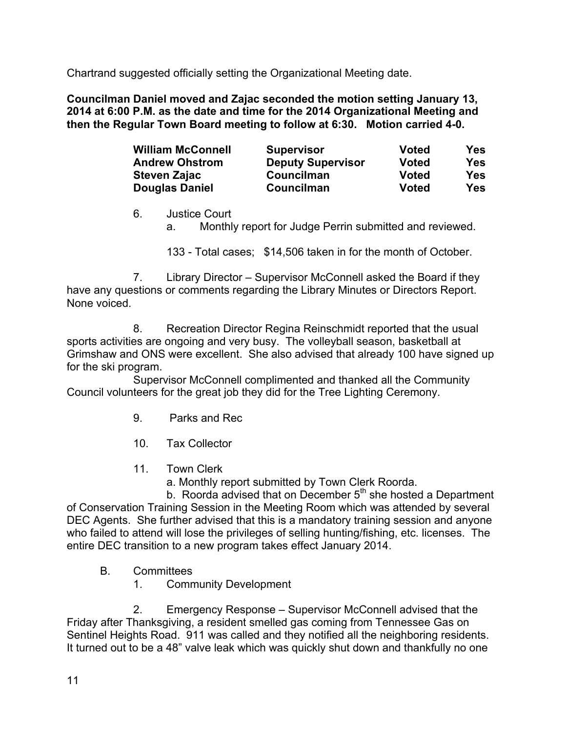Chartrand suggested officially setting the Organizational Meeting date.

**Councilman Daniel moved and Zajac seconded the motion setting January 13, 2014 at 6:00 P.M. as the date and time for the 2014 Organizational Meeting and then the Regular Town Board meeting to follow at 6:30. Motion carried 4-0.**

| | | | |
|---|---|---|---|
| **William McConnell** | **Supervisor** | **Voted** | **Yes** |
| **Andrew Ohstrom** | **Deputy Supervisor** | **Voted** | **Yes** |
| **Steven Zajac** | **Councilman** | **Voted** | **Yes** |
| **Douglas Daniel** | **Councilman** | **Voted** | **Yes** |

6. Justice Court
   a. Monthly report for Judge Perrin submitted and reviewed.

   133 - Total cases; $14,506 taken in for the month of October.

7. Library Director – Supervisor McConnell asked the Board if they have any questions or comments regarding the Library Minutes or Directors Report. None voiced.

8. Recreation Director Regina Reinschmidt reported that the usual sports activities are ongoing and very busy. The volleyball season, basketball at Grimshaw and ONS were excellent. She also advised that already 100 have signed up for the ski program.

   Supervisor McConnell complimented and thanked all the Community Council volunteers for the great job they did for the Tree Lighting Ceremony.

9. Parks and Rec

10. Tax Collector

11. Town Clerk
   a. Monthly report submitted by Town Clerk Roorda.
   b. Roorda advised that on December 5th she hosted a Department of Conservation Training Session in the Meeting Room which was attended by several DEC Agents. She further advised that this is a mandatory training session and anyone who failed to attend will lose the privileges of selling hunting/fishing, etc. licenses. The entire DEC transition to a new program takes effect January 2014.

B. Committees
   1. Community Development

   2. Emergency Response – Supervisor McConnell advised that the Friday after Thanksgiving, a resident smelled gas coming from Tennessee Gas on Sentinel Heights Road. 911 was called and they notified all the neighboring residents. It turned out to be a 48" valve leak which was quickly shut down and thankfully no one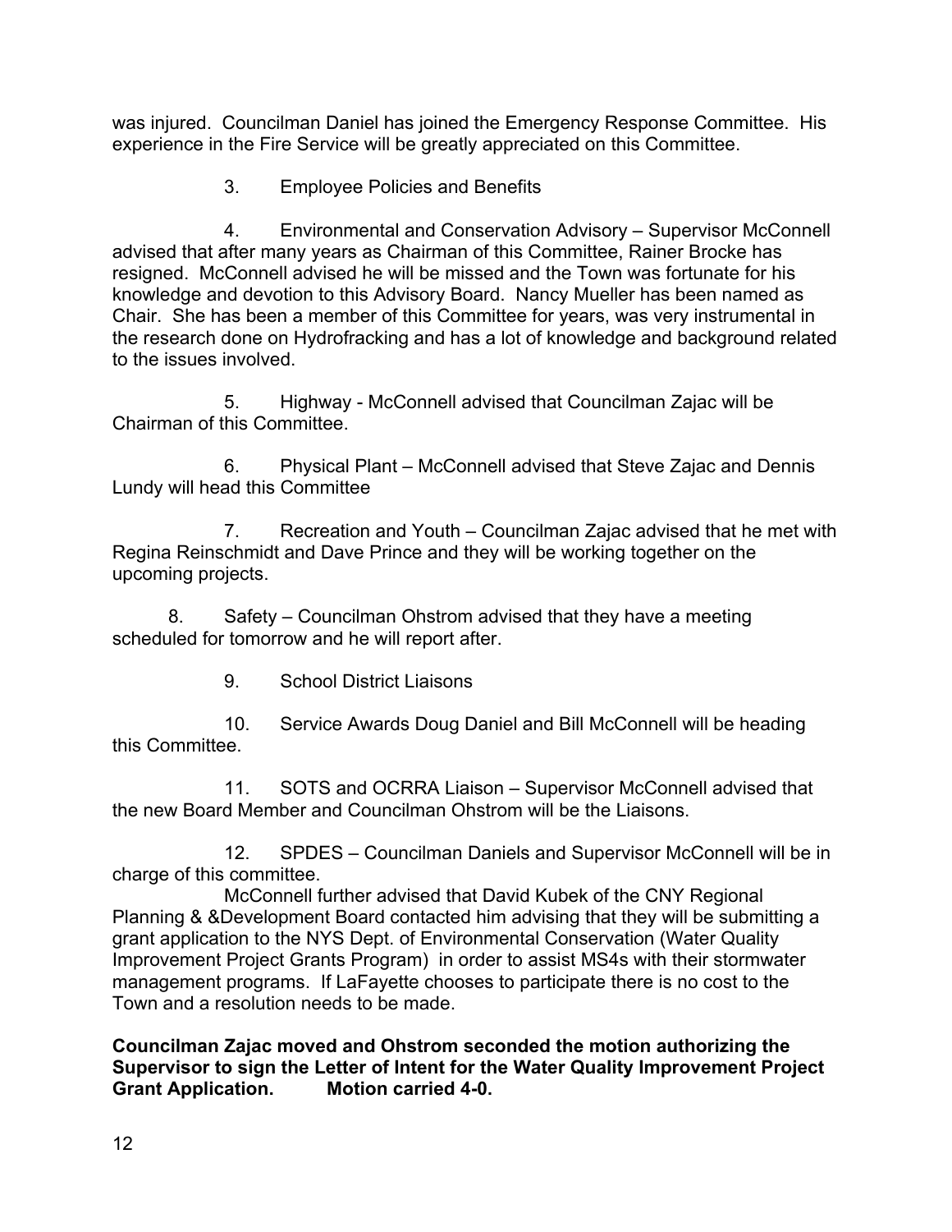was injured. Councilman Daniel has joined the Emergency Response Committee. His experience in the Fire Service will be greatly appreciated on this Committee.

3. Employee Policies and Benefits

4. Environmental and Conservation Advisory – Supervisor McConnell advised that after many years as Chairman of this Committee, Rainer Brocke has resigned. McConnell advised he will be missed and the Town was fortunate for his knowledge and devotion to this Advisory Board. Nancy Mueller has been named as Chair. She has been a member of this Committee for years, was very instrumental in the research done on Hydrofracking and has a lot of knowledge and background related to the issues involved.

5. Highway - McConnell advised that Councilman Zajac will be Chairman of this Committee.

6. Physical Plant – McConnell advised that Steve Zajac and Dennis Lundy will head this Committee

7. Recreation and Youth – Councilman Zajac advised that he met with Regina Reinschmidt and Dave Prince and they will be working together on the upcoming projects.

8. Safety – Councilman Ohstrom advised that they have a meeting scheduled for tomorrow and he will report after.

9. School District Liaisons

10. Service Awards Doug Daniel and Bill McConnell will be heading this Committee.

11. SOTS and OCRRA Liaison – Supervisor McConnell advised that the new Board Member and Councilman Ohstrom will be the Liaisons.

12. SPDES – Councilman Daniels and Supervisor McConnell will be in charge of this committee.

McConnell further advised that David Kubek of the CNY Regional Planning & &Development Board contacted him advising that they will be submitting a grant application to the NYS Dept. of Environmental Conservation (Water Quality Improvement Project Grants Program) in order to assist MS4s with their stormwater management programs. If LaFayette chooses to participate there is no cost to the Town and a resolution needs to be made.

**Councilman Zajac moved and Ohstrom seconded the motion authorizing the Supervisor to sign the Letter of Intent for the Water Quality Improvement Project Grant Application. Motion carried 4-0.**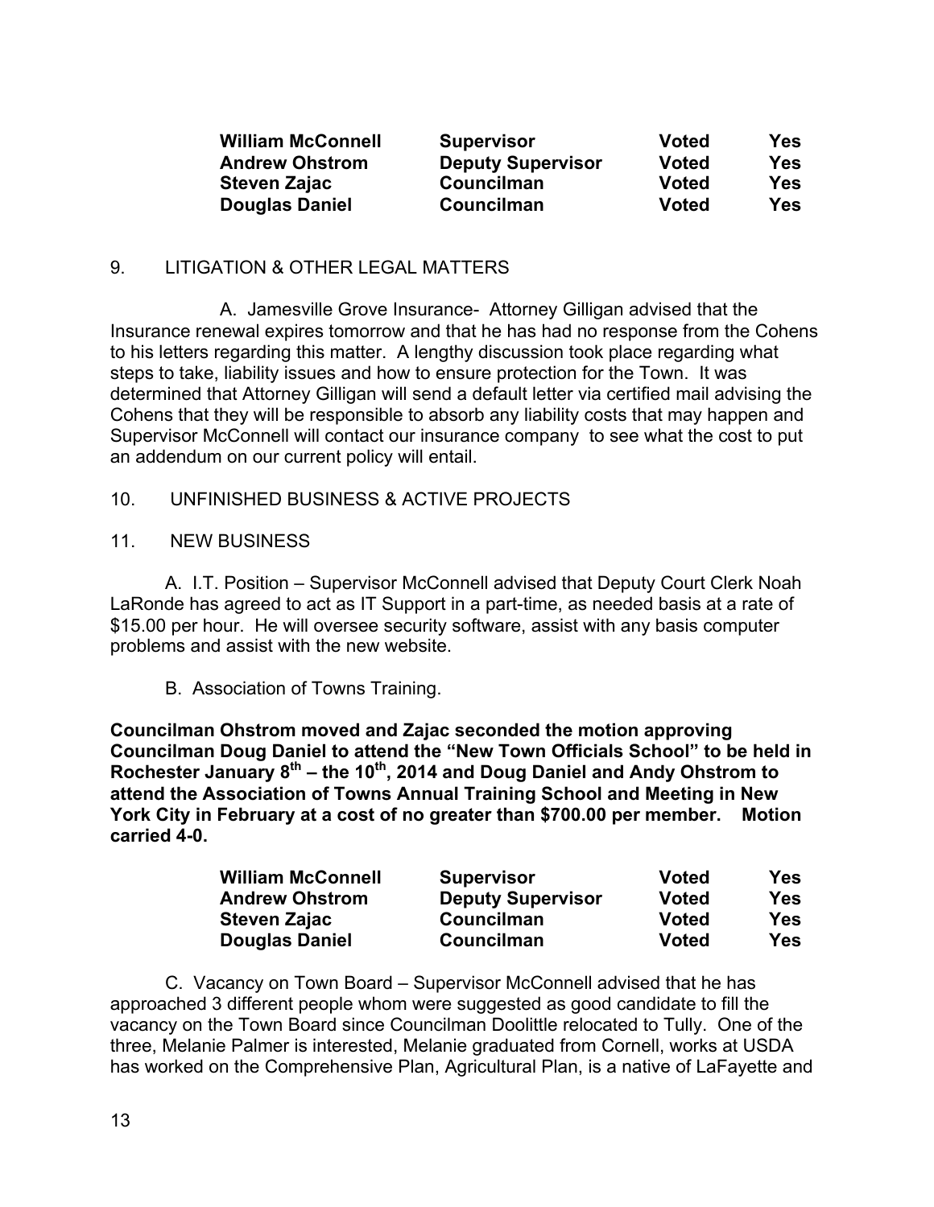| | | | |
|---|---|---|---|
| **William McConnell** | **Supervisor** | **Voted** | **Yes** |
| **Andrew Ohstrom** | **Deputy Supervisor** | **Voted** | **Yes** |
| **Steven Zajac** | **Councilman** | **Voted** | **Yes** |
| **Douglas Daniel** | **Councilman** | **Voted** | **Yes** |

9. LITIGATION & OTHER LEGAL MATTERS

A. Jamesville Grove Insurance- Attorney Gilligan advised that the Insurance renewal expires tomorrow and that he has had no response from the Cohens to his letters regarding this matter. A lengthy discussion took place regarding what steps to take, liability issues and how to ensure protection for the Town. It was determined that Attorney Gilligan will send a default letter via certified mail advising the Cohens that they will be responsible to absorb any liability costs that may happen and Supervisor McConnell will contact our insurance company to see what the cost to put an addendum on our current policy will entail.

10. UNFINISHED BUSINESS & ACTIVE PROJECTS

11. NEW BUSINESS

A. I.T. Position – Supervisor McConnell advised that Deputy Court Clerk Noah LaRonde has agreed to act as IT Support in a part-time, as needed basis at a rate of $15.00 per hour. He will oversee security software, assist with any basis computer problems and assist with the new website.

B. Association of Towns Training.

**Councilman Ohstrom moved and Zajac seconded the motion approving Councilman Doug Daniel to attend the "New Town Officials School" to be held in Rochester January 8th – the 10th, 2014 and Doug Daniel and Andy Ohstrom to attend the Association of Towns Annual Training School and Meeting in New York City in February at a cost of no greater than $700.00 per member. Motion carried 4-0.**

| | | | |
|---|---|---|---|
| **William McConnell** | **Supervisor** | **Voted** | **Yes** |
| **Andrew Ohstrom** | **Deputy Supervisor** | **Voted** | **Yes** |
| **Steven Zajac** | **Councilman** | **Voted** | **Yes** |
| **Douglas Daniel** | **Councilman** | **Voted** | **Yes** |

C. Vacancy on Town Board – Supervisor McConnell advised that he has approached 3 different people whom were suggested as good candidate to fill the vacancy on the Town Board since Councilman Doolittle relocated to Tully. One of the three, Melanie Palmer is interested, Melanie graduated from Cornell, works at USDA has worked on the Comprehensive Plan, Agricultural Plan, is a native of LaFayette and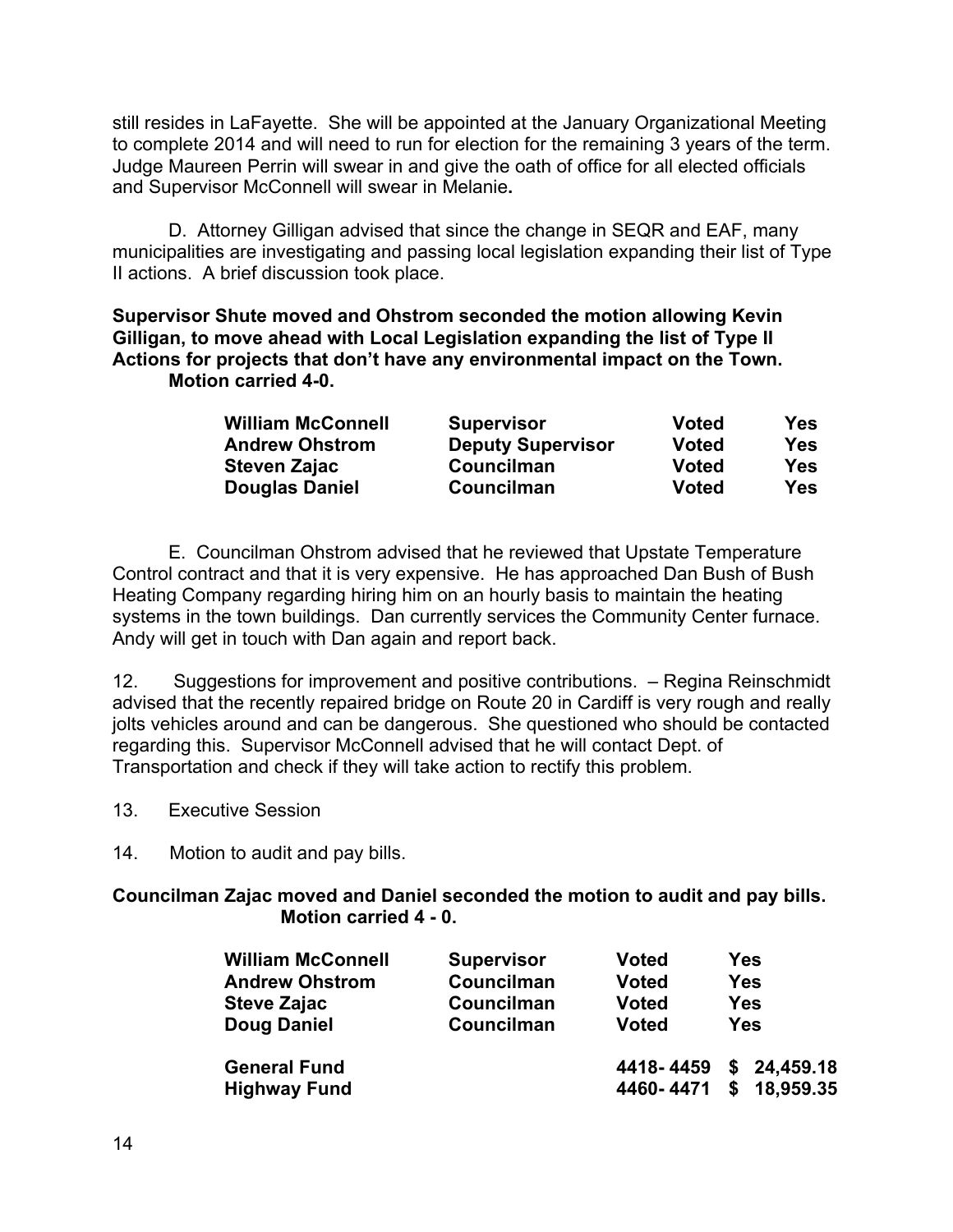still resides in LaFayette. She will be appointed at the January Organizational Meeting to complete 2014 and will need to run for election for the remaining 3 years of the term. Judge Maureen Perrin will swear in and give the oath of office for all elected officials and Supervisor McConnell will swear in Melanie**.**

D. Attorney Gilligan advised that since the change in SEQR and EAF, many municipalities are investigating and passing local legislation expanding their list of Type II actions. A brief discussion took place.

**Supervisor Shute moved and Ohstrom seconded the motion allowing Kevin Gilligan, to move ahead with Local Legislation expanding the list of Type II Actions for projects that don't have any environmental impact on the Town.**
**Motion carried 4-0.**

| | | | |
|---|---|---|---|
| **William McConnell** | **Supervisor** | **Voted** | **Yes** |
| **Andrew Ohstrom** | **Deputy Supervisor** | **Voted** | **Yes** |
| **Steven Zajac** | **Councilman** | **Voted** | **Yes** |
| **Douglas Daniel** | **Councilman** | **Voted** | **Yes** |

E. Councilman Ohstrom advised that he reviewed that Upstate Temperature Control contract and that it is very expensive. He has approached Dan Bush of Bush Heating Company regarding hiring him on an hourly basis to maintain the heating systems in the town buildings. Dan currently services the Community Center furnace. Andy will get in touch with Dan again and report back.

12. Suggestions for improvement and positive contributions. – Regina Reinschmidt advised that the recently repaired bridge on Route 20 in Cardiff is very rough and really jolts vehicles around and can be dangerous. She questioned who should be contacted regarding this. Supervisor McConnell advised that he will contact Dept. of Transportation and check if they will take action to rectify this problem.

13. Executive Session

14. Motion to audit and pay bills.

**Councilman Zajac moved and Daniel seconded the motion to audit and pay bills.**
**Motion carried 4 - 0.**

| | | | |
|---|---|---|---|
| **William McConnell** | **Supervisor** | **Voted** | **Yes** |
| **Andrew Ohstrom** | **Councilman** | **Voted** | **Yes** |
| **Steve Zajac** | **Councilman** | **Voted** | **Yes** |
| **Doug Daniel** | **Councilman** | **Voted** | **Yes** |

| | | |
|---|---|---|
| **General Fund** | **4418- 4459** | **$ 24,459.18** |
| **Highway Fund** | **4460- 4471** | **$ 18,959.35** |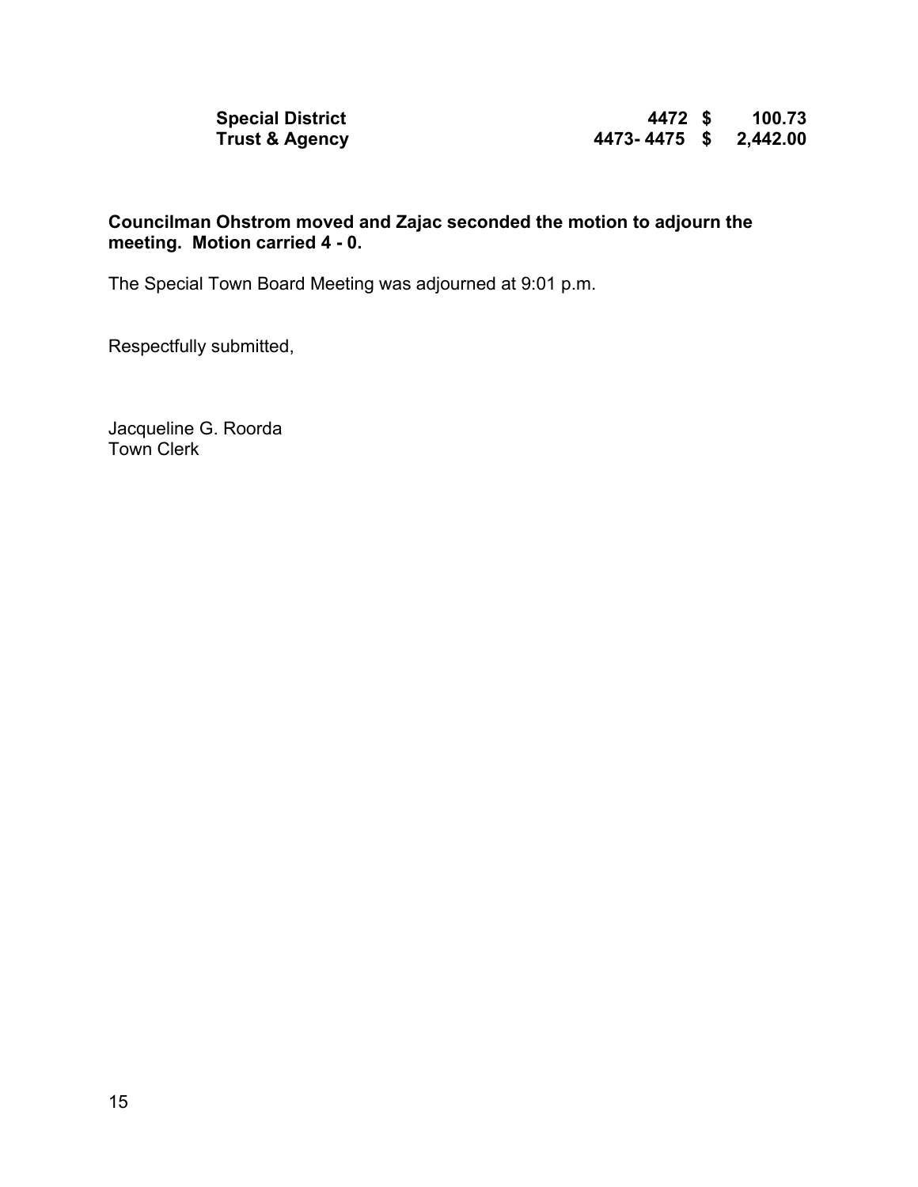| | | |
|---|---|---|
| **Special District** | **4472** | **$ 100.73** |
| **Trust & Agency** | **4473- 4475** | **$ 2,442.00** |

**Councilman Ohstrom moved and Zajac seconded the motion to adjourn the meeting. Motion carried 4 - 0.**

The Special Town Board Meeting was adjourned at 9:01 p.m.

Respectfully submitted,

Jacqueline G. Roorda
Town Clerk